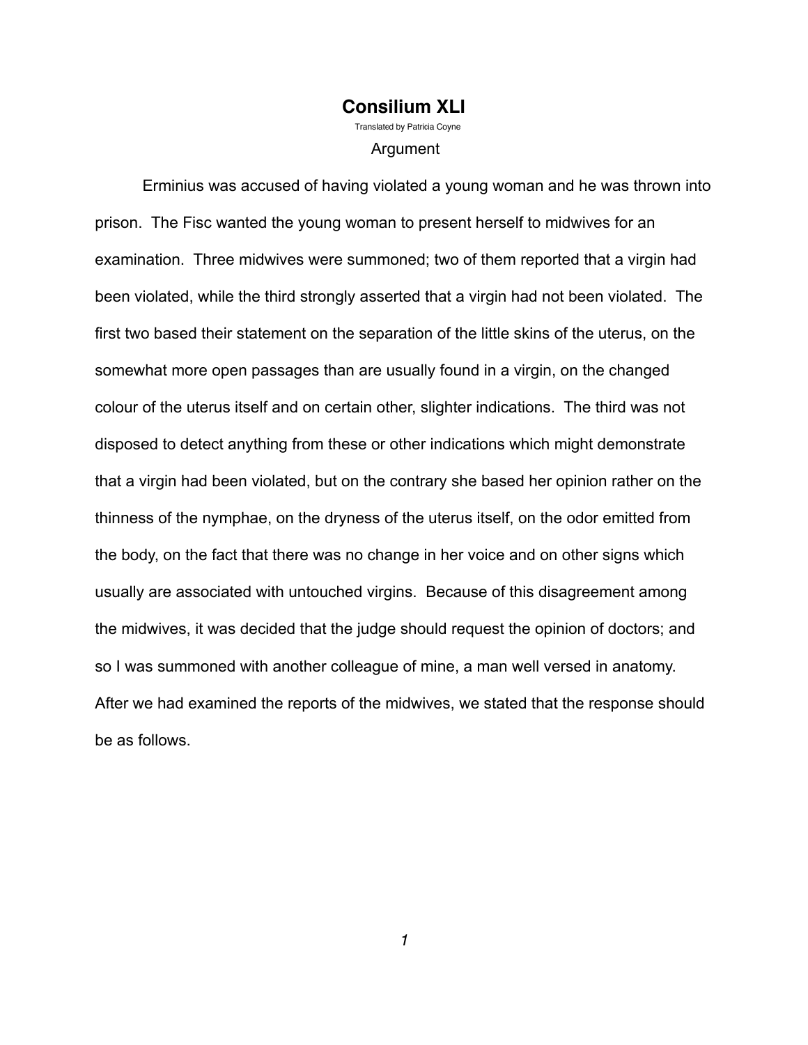# Consilium XLI

Translated by Patricia Coyne

Argument

Erminius was accused of having violated a young woman and he was thrown into prison. The Fisc wanted the young woman to present herself to midwives for an examination. Three midwives were summoned; two of them reported that a virgin had been violated, while the third strongly asserted that a virgin had not been violated. The first two based their statement on the separation of the little skins of the uterus, on the somewhat more open passages than are usually found in a virgin, on the changed colour of the uterus itself and on certain other, slighter indications. The third was not disposed to detect anything from these or other indications which might demonstrate that a virgin had been violated, but on the contrary she based her opinion rather on the thinness of the nymphae, on the dryness of the uterus itself, on the odor emitted from the body, on the fact that there was no change in her voice and on other signs which usually are associated with untouched virgins. Because of this disagreement among the midwives, it was decided that the judge should request the opinion of doctors; and so I was summoned with another colleague of mine, a man well versed in anatomy. After we had examined the reports of the midwives, we stated that the response should be as follows.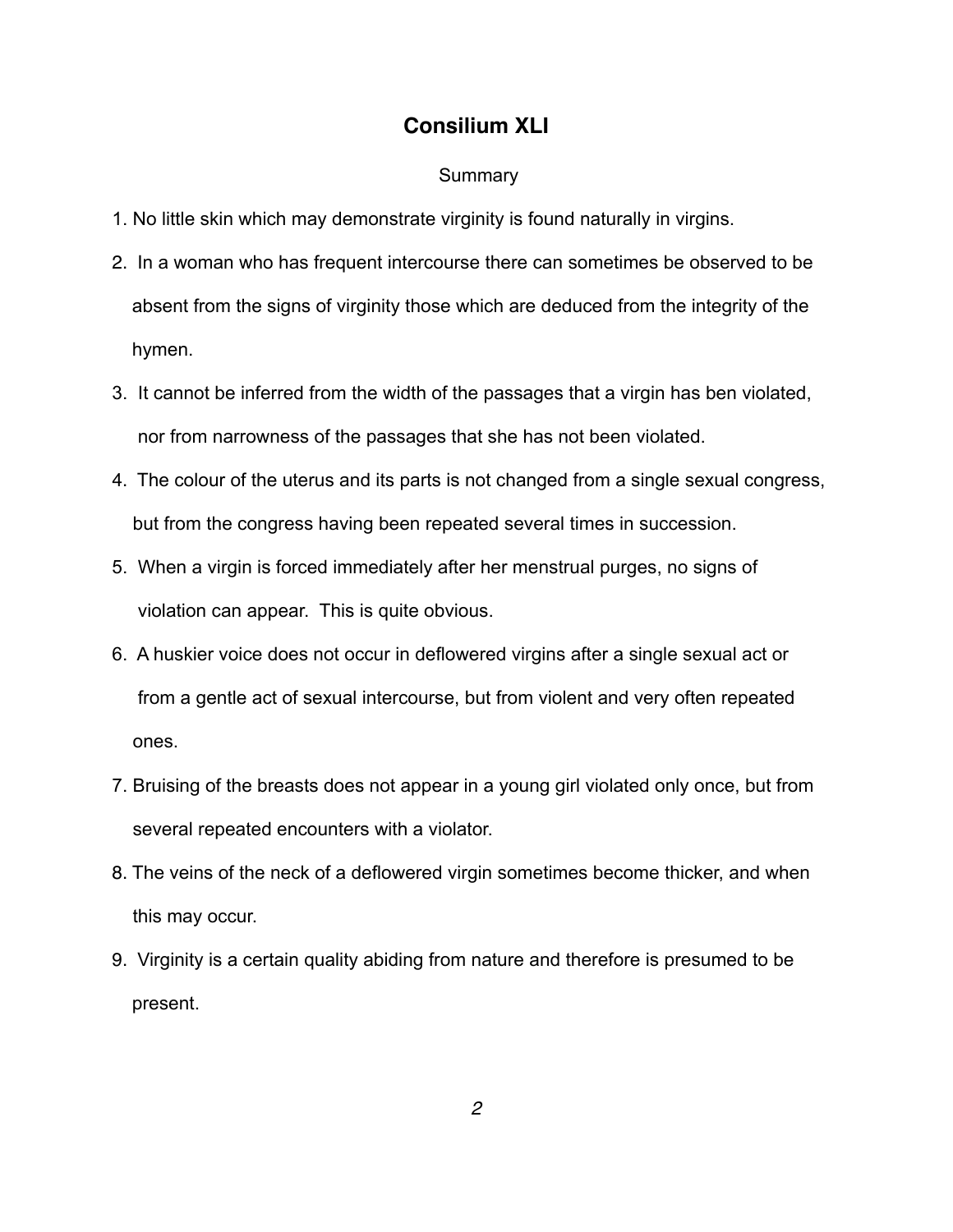# Consilium XLI

Summary

1. No little skin which may demonstrate virginity is found naturally in virgins.
2. In a woman who has frequent intercourse there can sometimes be observed to be absent from the signs of virginity those which are deduced from the integrity of the hymen.
3. It cannot be inferred from the width of the passages that a virgin has ben violated, nor from narrowness of the passages that she has not been violated.
4. The colour of the uterus and its parts is not changed from a single sexual congress, but from the congress having been repeated several times in succession.
5. When a virgin is forced immediately after her menstrual purges, no signs of violation can appear. This is quite obvious.
6. A huskier voice does not occur in deflowered virgins after a single sexual act or from a gentle act of sexual intercourse, but from violent and very often repeated ones.
7. Bruising of the breasts does not appear in a young girl violated only once, but from several repeated encounters with a violator.
8. The veins of the neck of a deflowered virgin sometimes become thicker, and when this may occur.
9. Virginity is a certain quality abiding from nature and therefore is presumed to be present.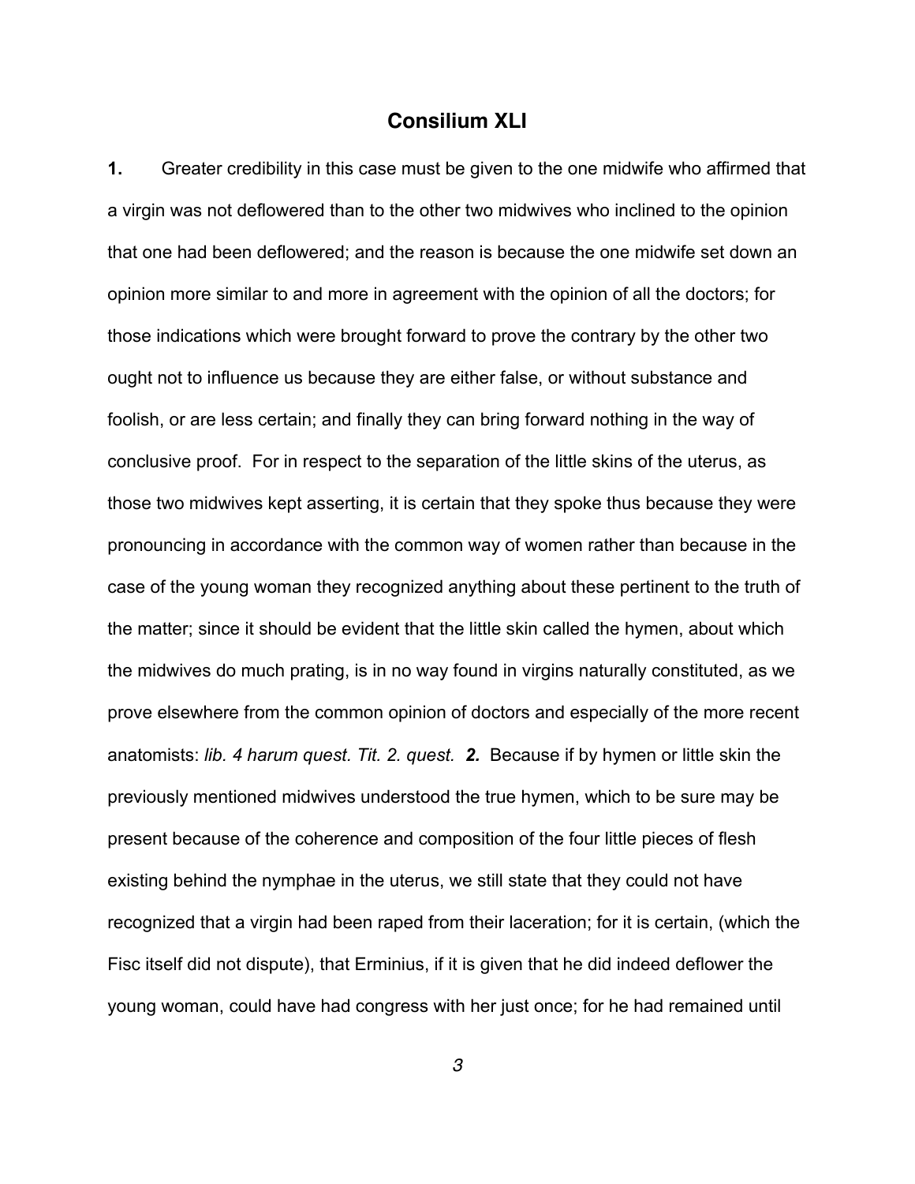## Consilium XLI

**1.** Greater credibility in this case must be given to the one midwife who affirmed that a virgin was not deflowered than to the other two midwives who inclined to the opinion that one had been deflowered; and the reason is because the one midwife set down an opinion more similar to and more in agreement with the opinion of all the doctors; for those indications which were brought forward to prove the contrary by the other two ought not to influence us because they are either false, or without substance and foolish, or are less certain; and finally they can bring forward nothing in the way of conclusive proof. For in respect to the separation of the little skins of the uterus, as those two midwives kept asserting, it is certain that they spoke thus because they were pronouncing in accordance with the common way of women rather than because in the case of the young woman they recognized anything about these pertinent to the truth of the matter; since it should be evident that the little skin called the hymen, about which the midwives do much prating, is in no way found in virgins naturally constituted, as we prove elsewhere from the common opinion of doctors and especially of the more recent anatomists: *lib. 4 harum quest. Tit. 2. quest.* ***2.*** Because if by hymen or little skin the previously mentioned midwives understood the true hymen, which to be sure may be present because of the coherence and composition of the four little pieces of flesh existing behind the nymphae in the uterus, we still state that they could not have recognized that a virgin had been raped from their laceration; for it is certain, (which the Fisc itself did not dispute), that Erminius, if it is given that he did indeed deflower the young woman, could have had congress with her just once; for he had remained until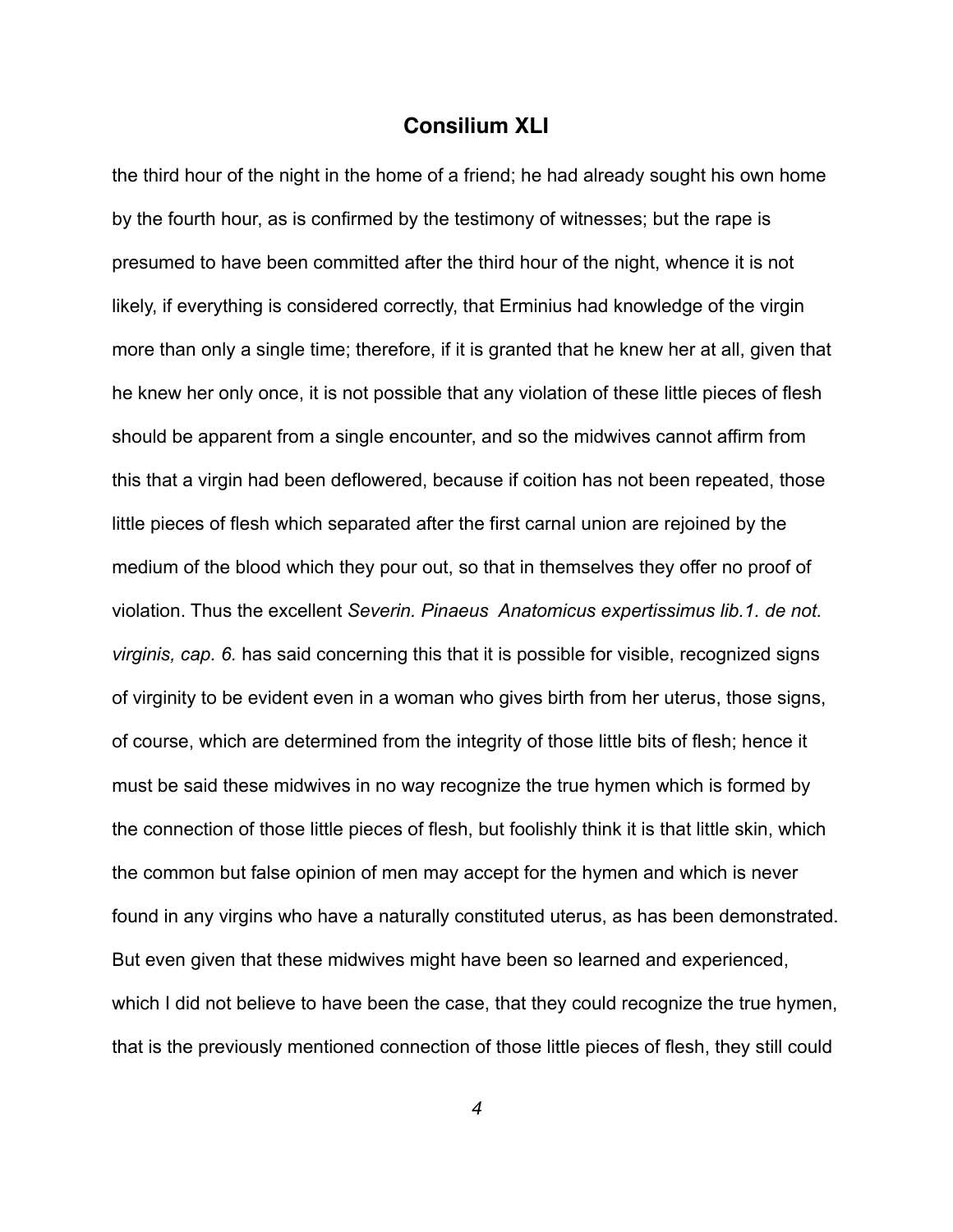## Consilium XLI

the third hour of the night in the home of a friend; he had already sought his own home by the fourth hour, as is confirmed by the testimony of witnesses; but the rape is presumed to have been committed after the third hour of the night, whence it is not likely, if everything is considered correctly, that Erminius had knowledge of the virgin more than only a single time; therefore, if it is granted that he knew her at all, given that he knew her only once, it is not possible that any violation of these little pieces of flesh should be apparent from a single encounter, and so the midwives cannot affirm from this that a virgin had been deflowered, because if coition has not been repeated, those little pieces of flesh which separated after the first carnal union are rejoined by the medium of the blood which they pour out, so that in themselves they offer no proof of violation. Thus the excellent *Severin. Pinaeus Anatomicus expertissimus lib.1. de not. virginis, cap. 6.* has said concerning this that it is possible for visible, recognized signs of virginity to be evident even in a woman who gives birth from her uterus, those signs, of course, which are determined from the integrity of those little bits of flesh; hence it must be said these midwives in no way recognize the true hymen which is formed by the connection of those little pieces of flesh, but foolishly think it is that little skin, which the common but false opinion of men may accept for the hymen and which is never found in any virgins who have a naturally constituted uterus, as has been demonstrated. But even given that these midwives might have been so learned and experienced, which I did not believe to have been the case, that they could recognize the true hymen, that is the previously mentioned connection of those little pieces of flesh, they still could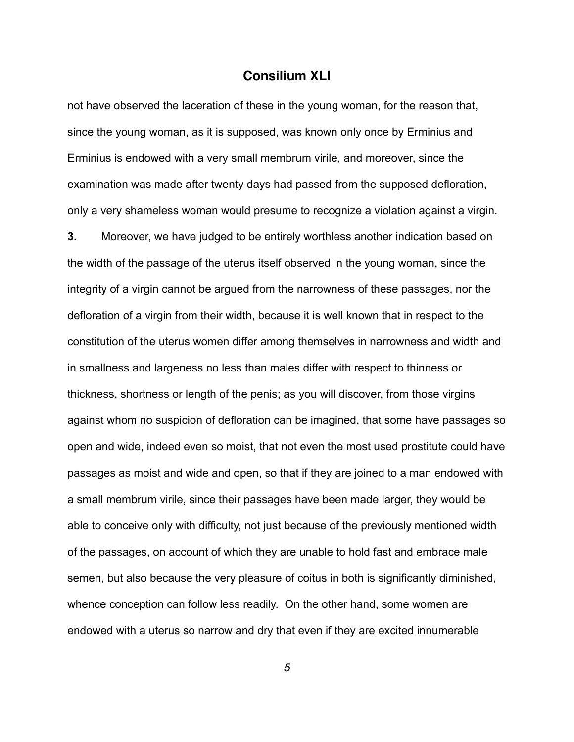## Consilium XLI

not have observed the laceration of these in the young woman, for the reason that, since the young woman, as it is supposed, was known only once by Erminius and Erminius is endowed with a very small membrum virile, and moreover, since the examination was made after twenty days had passed from the supposed defloration, only a very shameless woman would presume to recognize a violation against a virgin.

**3.** Moreover, we have judged to be entirely worthless another indication based on the width of the passage of the uterus itself observed in the young woman, since the integrity of a virgin cannot be argued from the narrowness of these passages, nor the defloration of a virgin from their width, because it is well known that in respect to the constitution of the uterus women differ among themselves in narrowness and width and in smallness and largeness no less than males differ with respect to thinness or thickness, shortness or length of the penis; as you will discover, from those virgins against whom no suspicion of defloration can be imagined, that some have passages so open and wide, indeed even so moist, that not even the most used prostitute could have passages as moist and wide and open, so that if they are joined to a man endowed with a small membrum virile, since their passages have been made larger, they would be able to conceive only with difficulty, not just because of the previously mentioned width of the passages, on account of which they are unable to hold fast and embrace male semen, but also because the very pleasure of coitus in both is significantly diminished, whence conception can follow less readily. On the other hand, some women are endowed with a uterus so narrow and dry that even if they are excited innumerable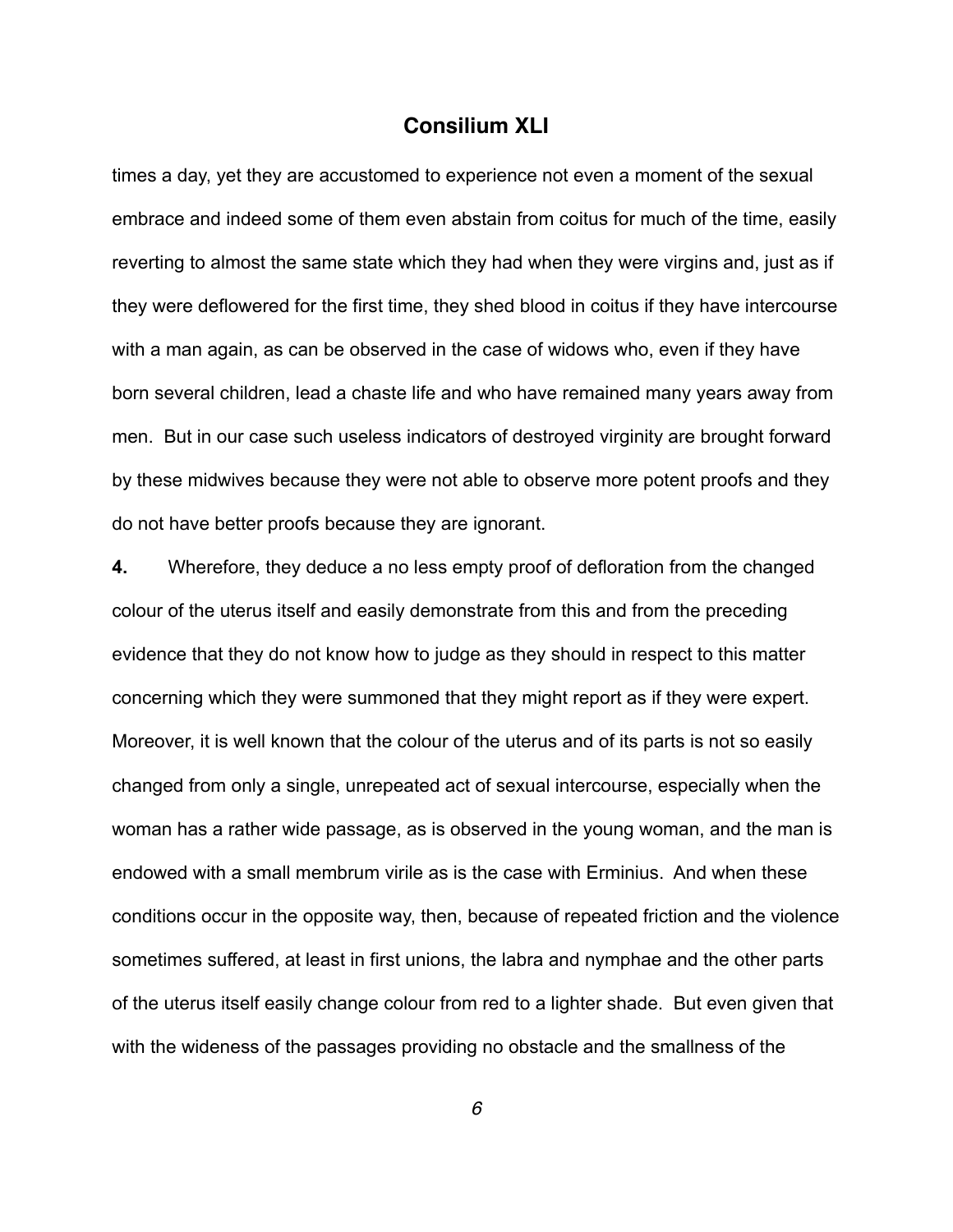# Consilium XLI

times a day, yet they are accustomed to experience not even a moment of the sexual embrace and indeed some of them even abstain from coitus for much of the time, easily reverting to almost the same state which they had when they were virgins and, just as if they were deflowered for the first time, they shed blood in coitus if they have intercourse with a man again, as can be observed in the case of widows who, even if they have born several children, lead a chaste life and who have remained many years away from men. But in our case such useless indicators of destroyed virginity are brought forward by these midwives because they were not able to observe more potent proofs and they do not have better proofs because they are ignorant.

**4.** Wherefore, they deduce a no less empty proof of defloration from the changed colour of the uterus itself and easily demonstrate from this and from the preceding evidence that they do not know how to judge as they should in respect to this matter concerning which they were summoned that they might report as if they were expert. Moreover, it is well known that the colour of the uterus and of its parts is not so easily changed from only a single, unrepeated act of sexual intercourse, especially when the woman has a rather wide passage, as is observed in the young woman, and the man is endowed with a small membrum virile as is the case with Erminius. And when these conditions occur in the opposite way, then, because of repeated friction and the violence sometimes suffered, at least in first unions, the labra and nymphae and the other parts of the uterus itself easily change colour from red to a lighter shade. But even given that with the wideness of the passages providing no obstacle and the smallness of the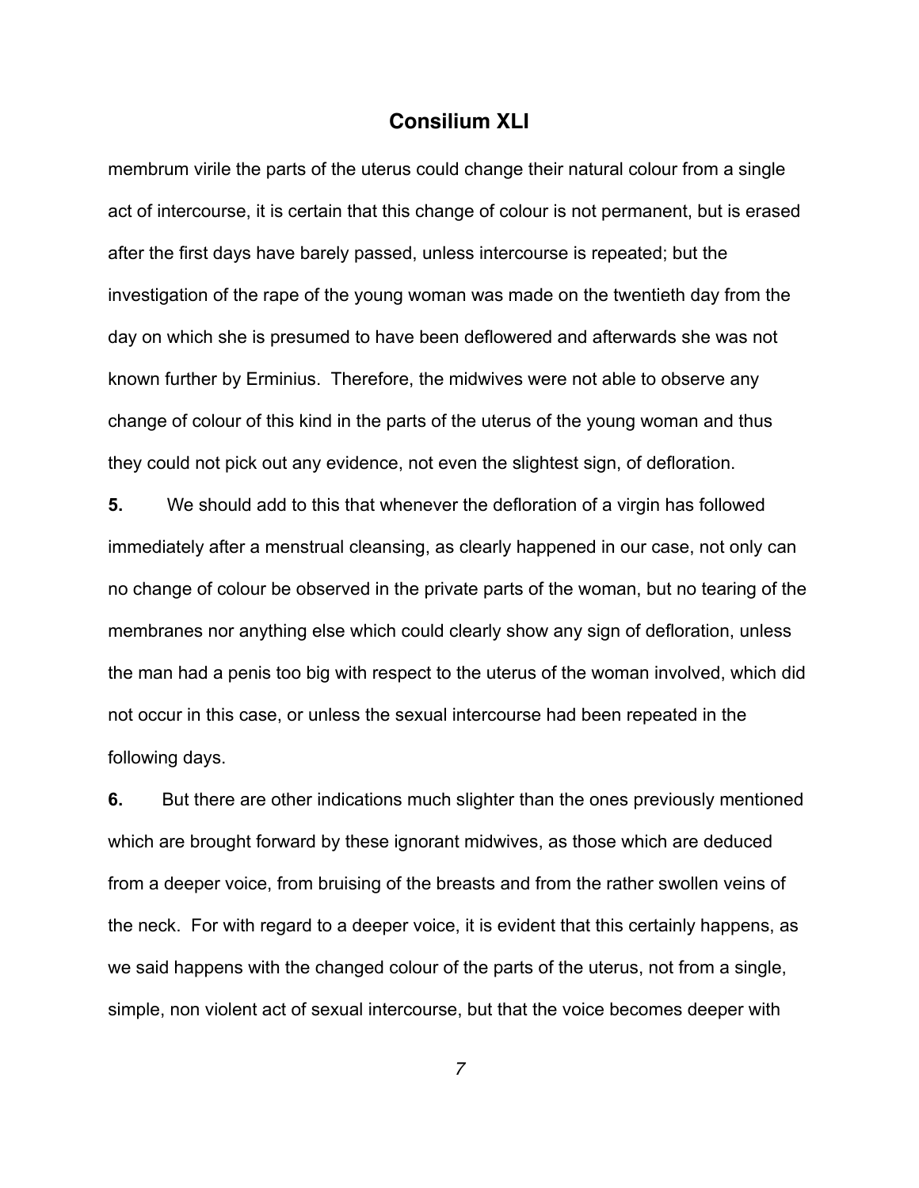## Consilium XLI

membrum virile the parts of the uterus could change their natural colour from a single act of intercourse, it is certain that this change of colour is not permanent, but is erased after the first days have barely passed, unless intercourse is repeated; but the investigation of the rape of the young woman was made on the twentieth day from the day on which she is presumed to have been deflowered and afterwards she was not known further by Erminius. Therefore, the midwives were not able to observe any change of colour of this kind in the parts of the uterus of the young woman and thus they could not pick out any evidence, not even the slightest sign, of defloration.

**5.** We should add to this that whenever the defloration of a virgin has followed immediately after a menstrual cleansing, as clearly happened in our case, not only can no change of colour be observed in the private parts of the woman, but no tearing of the membranes nor anything else which could clearly show any sign of defloration, unless the man had a penis too big with respect to the uterus of the woman involved, which did not occur in this case, or unless the sexual intercourse had been repeated in the following days.

**6.** But there are other indications much slighter than the ones previously mentioned which are brought forward by these ignorant midwives, as those which are deduced from a deeper voice, from bruising of the breasts and from the rather swollen veins of the neck. For with regard to a deeper voice, it is evident that this certainly happens, as we said happens with the changed colour of the parts of the uterus, not from a single, simple, non violent act of sexual intercourse, but that the voice becomes deeper with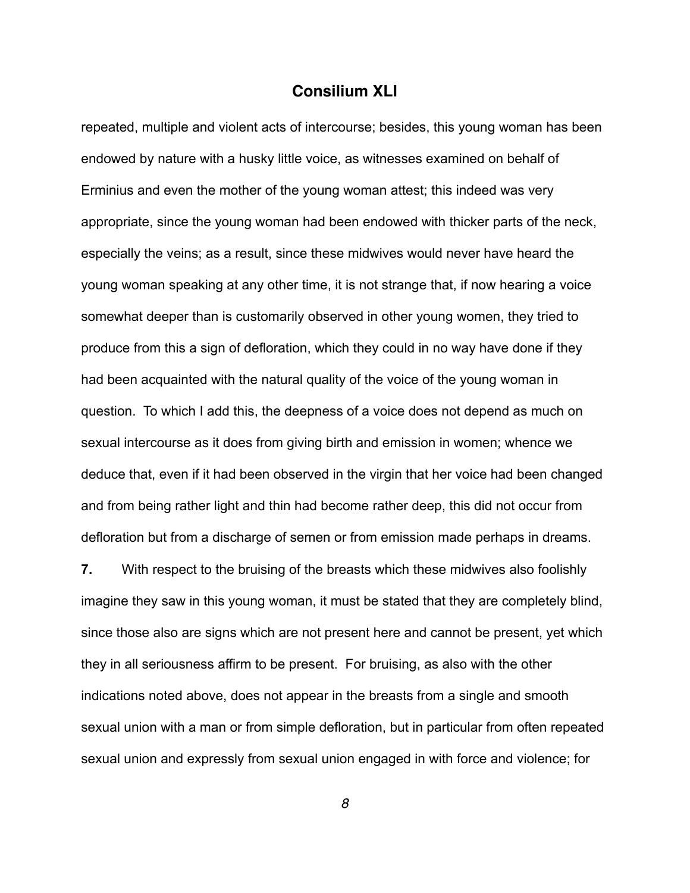## Consilium XLI

repeated, multiple and violent acts of intercourse; besides, this young woman has been endowed by nature with a husky little voice, as witnesses examined on behalf of Erminius and even the mother of the young woman attest; this indeed was very appropriate, since the young woman had been endowed with thicker parts of the neck, especially the veins; as a result, since these midwives would never have heard the young woman speaking at any other time, it is not strange that, if now hearing a voice somewhat deeper than is customarily observed in other young women, they tried to produce from this a sign of defloration, which they could in no way have done if they had been acquainted with the natural quality of the voice of the young woman in question. To which I add this, the deepness of a voice does not depend as much on sexual intercourse as it does from giving birth and emission in women; whence we deduce that, even if it had been observed in the virgin that her voice had been changed and from being rather light and thin had become rather deep, this did not occur from defloration but from a discharge of semen or from emission made perhaps in dreams.

**7.** With respect to the bruising of the breasts which these midwives also foolishly imagine they saw in this young woman, it must be stated that they are completely blind, since those also are signs which are not present here and cannot be present, yet which they in all seriousness affirm to be present. For bruising, as also with the other indications noted above, does not appear in the breasts from a single and smooth sexual union with a man or from simple defloration, but in particular from often repeated sexual union and expressly from sexual union engaged in with force and violence; for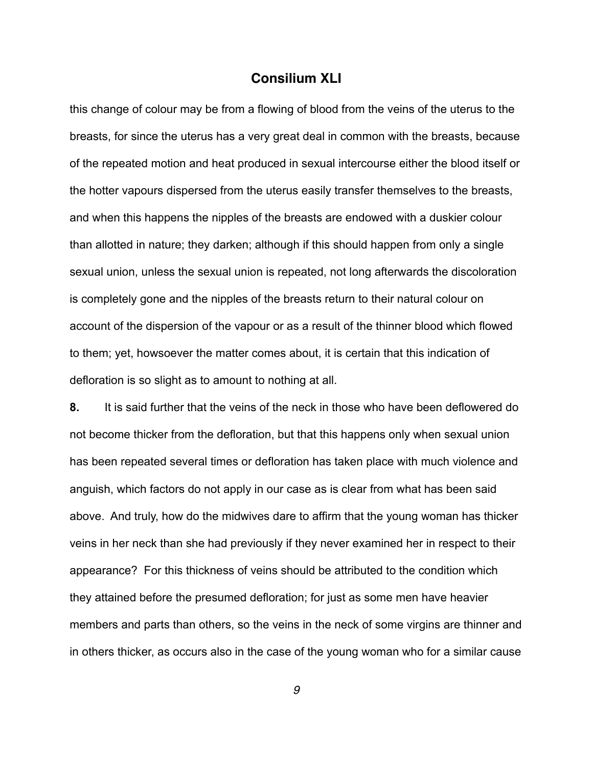# Consilium XLI

this change of colour may be from a flowing of blood from the veins of the uterus to the breasts, for since the uterus has a very great deal in common with the breasts, because of the repeated motion and heat produced in sexual intercourse either the blood itself or the hotter vapours dispersed from the uterus easily transfer themselves to the breasts, and when this happens the nipples of the breasts are endowed with a duskier colour than allotted in nature; they darken; although if this should happen from only a single sexual union, unless the sexual union is repeated, not long afterwards the discoloration is completely gone and the nipples of the breasts return to their natural colour on account of the dispersion of the vapour or as a result of the thinner blood which flowed to them; yet, howsoever the matter comes about, it is certain that this indication of defloration is so slight as to amount to nothing at all.

**8.** It is said further that the veins of the neck in those who have been deflowered do not become thicker from the defloration, but that this happens only when sexual union has been repeated several times or defloration has taken place with much violence and anguish, which factors do not apply in our case as is clear from what has been said above. And truly, how do the midwives dare to affirm that the young woman has thicker veins in her neck than she had previously if they never examined her in respect to their appearance? For this thickness of veins should be attributed to the condition which they attained before the presumed defloration; for just as some men have heavier members and parts than others, so the veins in the neck of some virgins are thinner and in others thicker, as occurs also in the case of the young woman who for a similar cause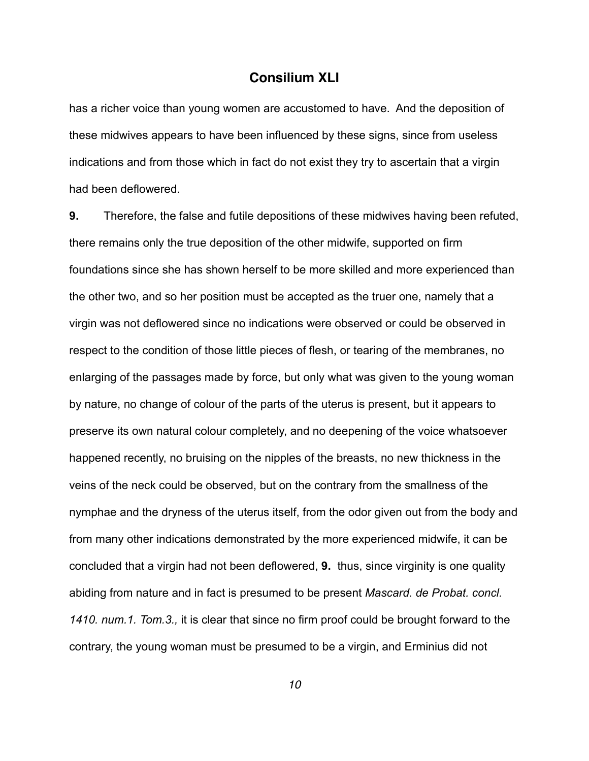## Consilium XLI

has a richer voice than young women are accustomed to have. And the deposition of these midwives appears to have been influenced by these signs, since from useless indications and from those which in fact do not exist they try to ascertain that a virgin had been deflowered.

**9.** Therefore, the false and futile depositions of these midwives having been refuted, there remains only the true deposition of the other midwife, supported on firm foundations since she has shown herself to be more skilled and more experienced than the other two, and so her position must be accepted as the truer one, namely that a virgin was not deflowered since no indications were observed or could be observed in respect to the condition of those little pieces of flesh, or tearing of the membranes, no enlarging of the passages made by force, but only what was given to the young woman by nature, no change of colour of the parts of the uterus is present, but it appears to preserve its own natural colour completely, and no deepening of the voice whatsoever happened recently, no bruising on the nipples of the breasts, no new thickness in the veins of the neck could be observed, but on the contrary from the smallness of the nymphae and the dryness of the uterus itself, from the odor given out from the body and from many other indications demonstrated by the more experienced midwife, it can be concluded that a virgin had not been deflowered, **9.** thus, since virginity is one quality abiding from nature and in fact is presumed to be present *Mascard. de Probat. concl. 1410. num.1. Tom.3.,* it is clear that since no firm proof could be brought forward to the contrary, the young woman must be presumed to be a virgin, and Erminius did not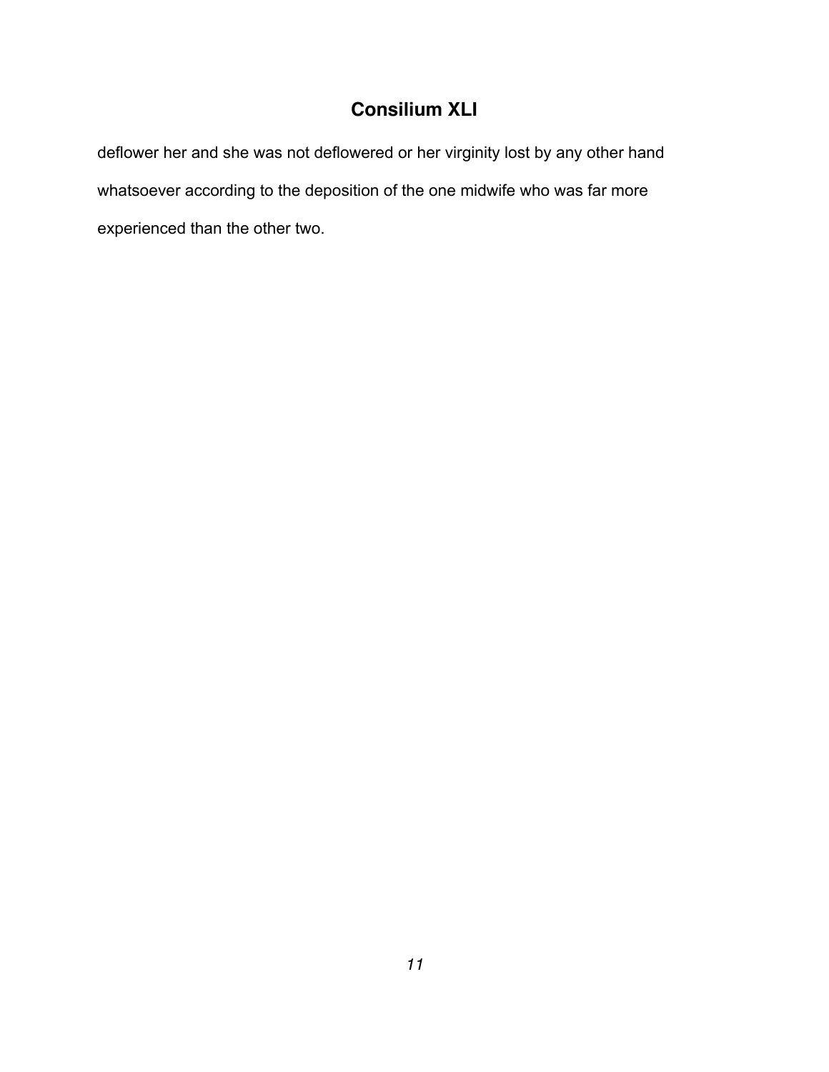deflower her and she was not deflowered or her virginity lost by any other hand whatsoever according to the deposition of the one midwife who was far more experienced than the other two.